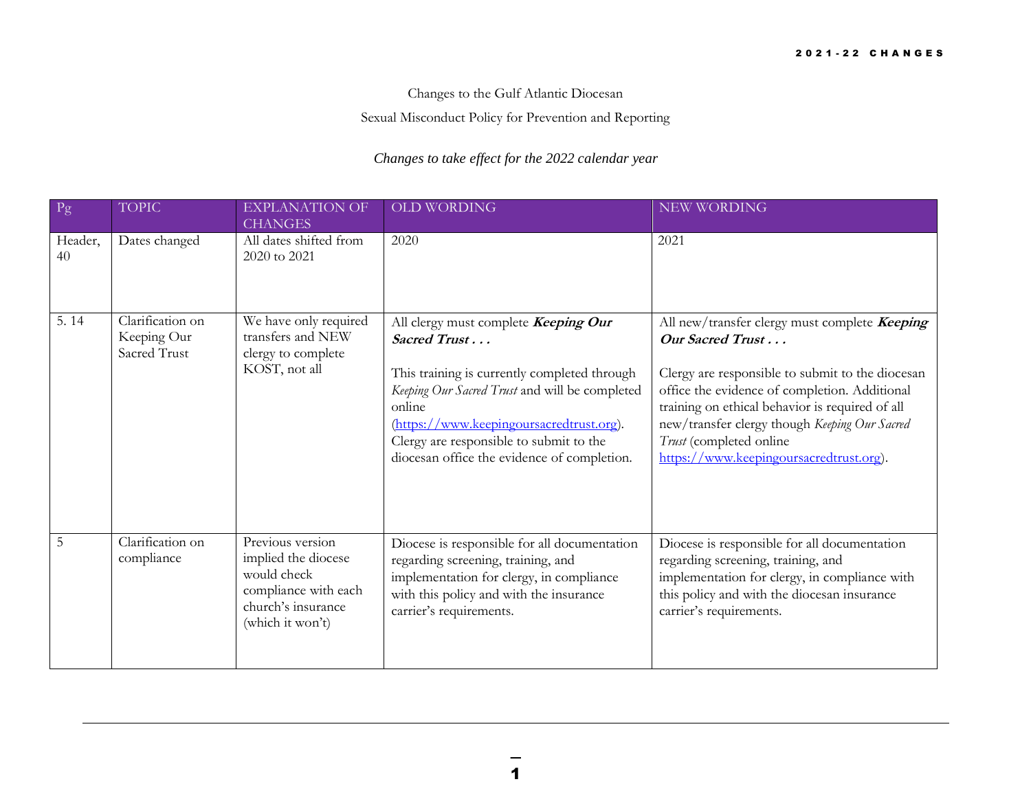Changes to the Gulf Atlantic Diocesan

Sexual Misconduct Policy for Prevention and Reporting

*Changes to take effect for the 2022 calendar year*

| Pg | TOPIC | EXPLANATION OF CHANGES | OLD WORDING | NEW WORDING |
|---|---|---|---|---|
| Header, 40 | Dates changed | All dates shifted from 2020 to 2021 | 2020 | 2021 |
| 5. 14 | Clarification on Keeping Our Sacred Trust | We have only required transfers and NEW clergy to complete KOST, not all | All clergy must complete ***Keeping Our Sacred Trust . . .*** <br><br> This training is currently completed through *Keeping Our Sacred Trust* and will be completed online (https://www.keepingoursacredtrust.org). Clergy are responsible to submit to the diocesan office the evidence of completion. | All new/transfer clergy must complete ***Keeping Our Sacred Trust . . .*** <br><br> Clergy are responsible to submit to the diocesan office the evidence of completion. Additional training on ethical behavior is required of all new/transfer clergy though *Keeping Our Sacred Trust* (completed online https://www.keepingoursacredtrust.org). |
| 5 | Clarification on compliance | Previous version implied the diocese would check compliance with each church's insurance (which it won't) | Diocese is responsible for all documentation regarding screening, training, and implementation for clergy, in compliance with this policy and with the insurance carrier's requirements. | Diocese is responsible for all documentation regarding screening, training, and implementation for clergy, in compliance with this policy and with the diocesan insurance carrier's requirements. |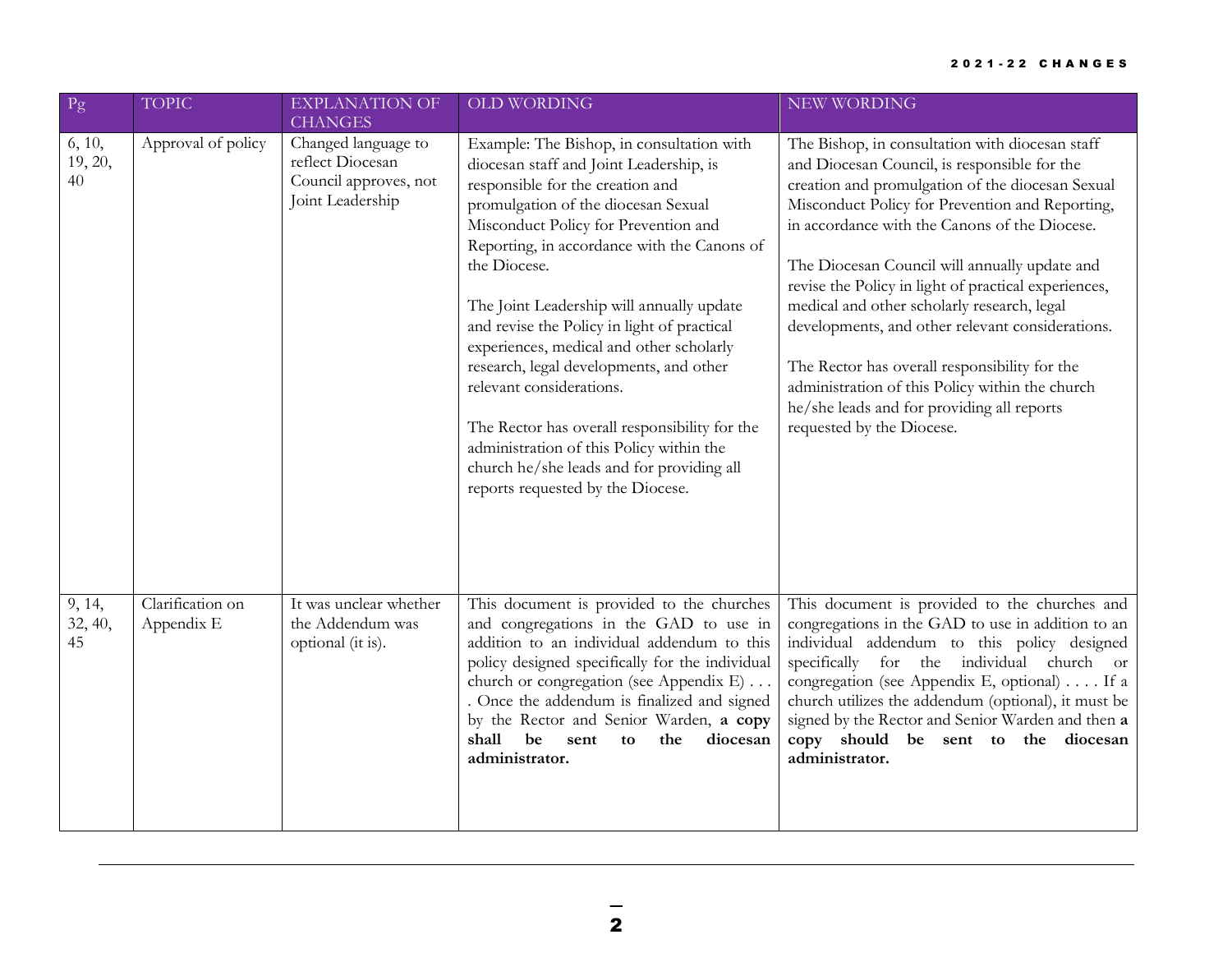| Pg | TOPIC | EXPLANATION OF CHANGES | OLD WORDING | NEW WORDING |
|---|---|---|---|---|
| 6, 10, 19, 20, 40 | Approval of policy | Changed language to reflect Diocesan Council approves, not Joint Leadership | Example: The Bishop, in consultation with diocesan staff and Joint Leadership, is responsible for the creation and promulgation of the diocesan Sexual Misconduct Policy for Prevention and Reporting, in accordance with the Canons of the Diocese.<br><br>The Joint Leadership will annually update and revise the Policy in light of practical experiences, medical and other scholarly research, legal developments, and other relevant considerations.<br><br>The Rector has overall responsibility for the administration of this Policy within the church he/she leads and for providing all reports requested by the Diocese. | The Bishop, in consultation with diocesan staff and Diocesan Council, is responsible for the creation and promulgation of the diocesan Sexual Misconduct Policy for Prevention and Reporting, in accordance with the Canons of the Diocese.<br><br>The Diocesan Council will annually update and revise the Policy in light of practical experiences, medical and other scholarly research, legal developments, and other relevant considerations.<br><br>The Rector has overall responsibility for the administration of this Policy within the church he/she leads and for providing all reports requested by the Diocese. |
| 9, 14, 32, 40, 45 | Clarification on Appendix E | It was unclear whether the Addendum was optional (it is). | This document is provided to the churches and congregations in the GAD to use in addition to an individual addendum to this policy designed specifically for the individual church or congregation (see Appendix E) . . . . Once the addendum is finalized and signed by the Rector and Senior Warden, **a copy shall be sent to the diocesan administrator.** | This document is provided to the churches and congregations in the GAD to use in addition to an individual addendum to this policy designed specifically for the individual church or congregation (see Appendix E, optional) . . . . If a church utilizes the addendum (optional), it must be signed by the Rector and Senior Warden and then **a copy should be sent to the diocesan administrator.** |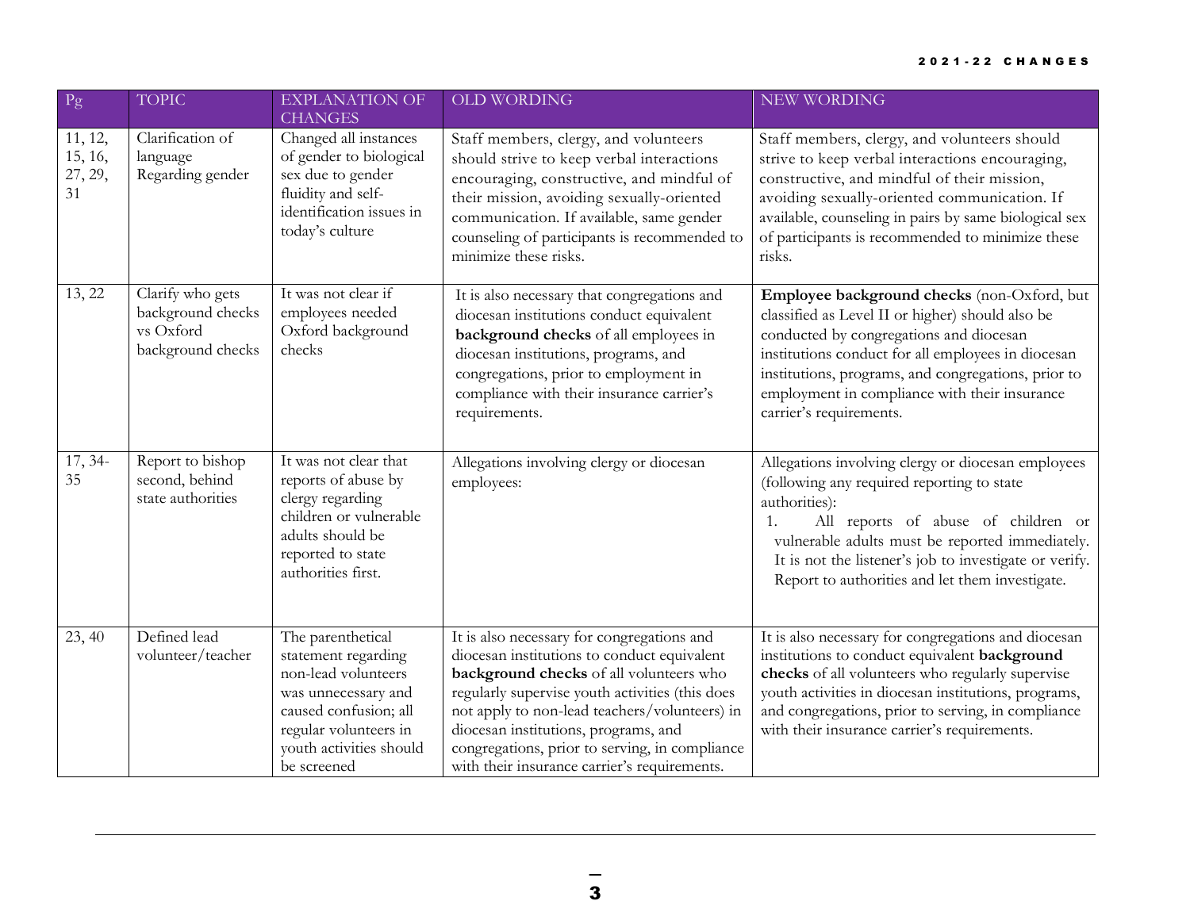| Pg | TOPIC | EXPLANATION OF CHANGES | OLD WORDING | NEW WORDING |
|---|---|---|---|---|
| 11, 12, 15, 16, 27, 29, 31 | Clarification of language Regarding gender | Changed all instances of gender to biological sex due to gender fluidity and self-identification issues in today's culture | Staff members, clergy, and volunteers should strive to keep verbal interactions encouraging, constructive, and mindful of their mission, avoiding sexually-oriented communication. If available, same gender counseling of participants is recommended to minimize these risks. | Staff members, clergy, and volunteers should strive to keep verbal interactions encouraging, constructive, and mindful of their mission, avoiding sexually-oriented communication. If available, counseling in pairs by same biological sex of participants is recommended to minimize these risks. |
| 13, 22 | Clarify who gets background checks vs Oxford background checks | It was not clear if employees needed Oxford background checks | It is also necessary that congregations and diocesan institutions conduct equivalent **background checks** of all employees in diocesan institutions, programs, and congregations, prior to employment in compliance with their insurance carrier's requirements. | **Employee background checks** (non-Oxford, but classified as Level II or higher) should also be conducted by congregations and diocesan institutions conduct for all employees in diocesan institutions, programs, and congregations, prior to employment in compliance with their insurance carrier's requirements. |
| 17, 34-35 | Report to bishop second, behind state authorities | It was not clear that reports of abuse by clergy regarding children or vulnerable adults should be reported to state authorities first. | Allegations involving clergy or diocesan employees: | Allegations involving clergy or diocesan employees (following any required reporting to state authorities):<br>1. All reports of abuse of children or vulnerable adults must be reported immediately. It is not the listener's job to investigate or verify. Report to authorities and let them investigate. |
| 23, 40 | Defined lead volunteer/teacher | The parenthetical statement regarding non-lead volunteers was unnecessary and caused confusion; all regular volunteers in youth activities should be screened | It is also necessary for congregations and diocesan institutions to conduct equivalent **background checks** of all volunteers who regularly supervise youth activities (this does not apply to non-lead teachers/volunteers) in diocesan institutions, programs, and congregations, prior to serving, in compliance with their insurance carrier's requirements. | It is also necessary for congregations and diocesan institutions to conduct equivalent **background checks** of all volunteers who regularly supervise youth activities in diocesan institutions, programs, and congregations, prior to serving, in compliance with their insurance carrier's requirements. |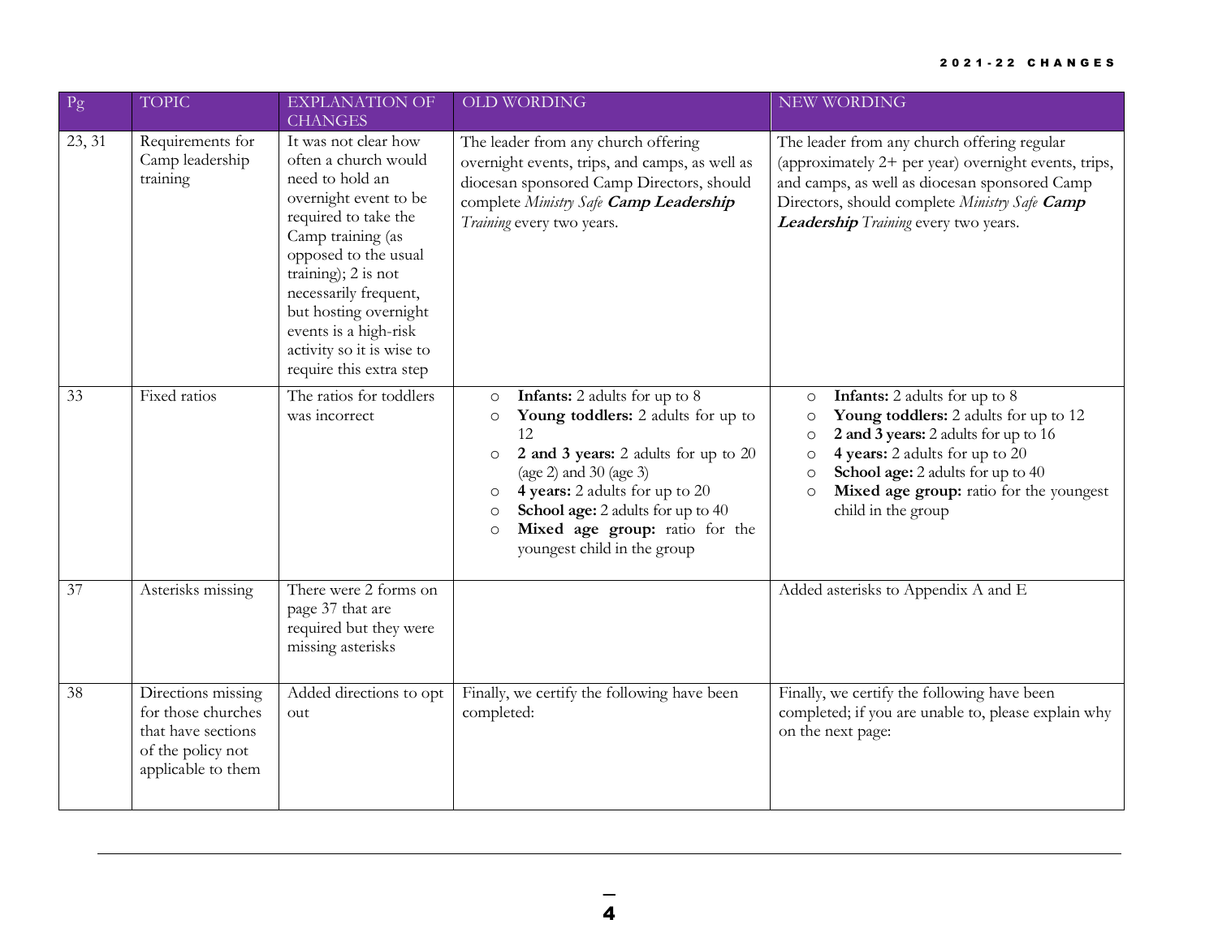| Pg | TOPIC | EXPLANATION OF CHANGES | OLD WORDING | NEW WORDING |
|---|---|---|---|---|
| 23, 31 | Requirements for Camp leadership training | It was not clear how often a church would need to hold an overnight event to be required to take the Camp training (as opposed to the usual training); 2 is not necessarily frequent, but hosting overnight events is a high-risk activity so it is wise to require this extra step | The leader from any church offering overnight events, trips, and camps, as well as diocesan sponsored Camp Directors, should complete *Ministry Safe* ***Camp Leadership*** *Training* every two years. | The leader from any church offering regular (approximately 2+ per year) overnight events, trips, and camps, as well as diocesan sponsored Camp Directors, should complete *Ministry Safe* ***Camp Leadership*** *Training* every two years. |
| 33 | Fixed ratios | The ratios for toddlers was incorrect | ○ **Infants:** 2 adults for up to 8<br>○ **Young toddlers:** 2 adults for up to 12<br>○ **2 and 3 years:** 2 adults for up to 20 (age 2) and 30 (age 3)<br>○ **4 years:** 2 adults for up to 20<br>○ **School age:** 2 adults for up to 40<br>○ **Mixed age group:** ratio for the youngest child in the group | ○ **Infants:** 2 adults for up to 8<br>○ **Young toddlers:** 2 adults for up to 12<br>○ **2 and 3 years:** 2 adults for up to 16<br>○ **4 years:** 2 adults for up to 20<br>○ **School age:** 2 adults for up to 40<br>○ **Mixed age group:** ratio for the youngest child in the group |
| 37 | Asterisks missing | There were 2 forms on page 37 that are required but they were missing asterisks | | Added asterisks to Appendix A and E |
| 38 | Directions missing for those churches that have sections of the policy not applicable to them | Added directions to opt out | Finally, we certify the following have been completed: | Finally, we certify the following have been completed; if you are unable to, please explain why on the next page: |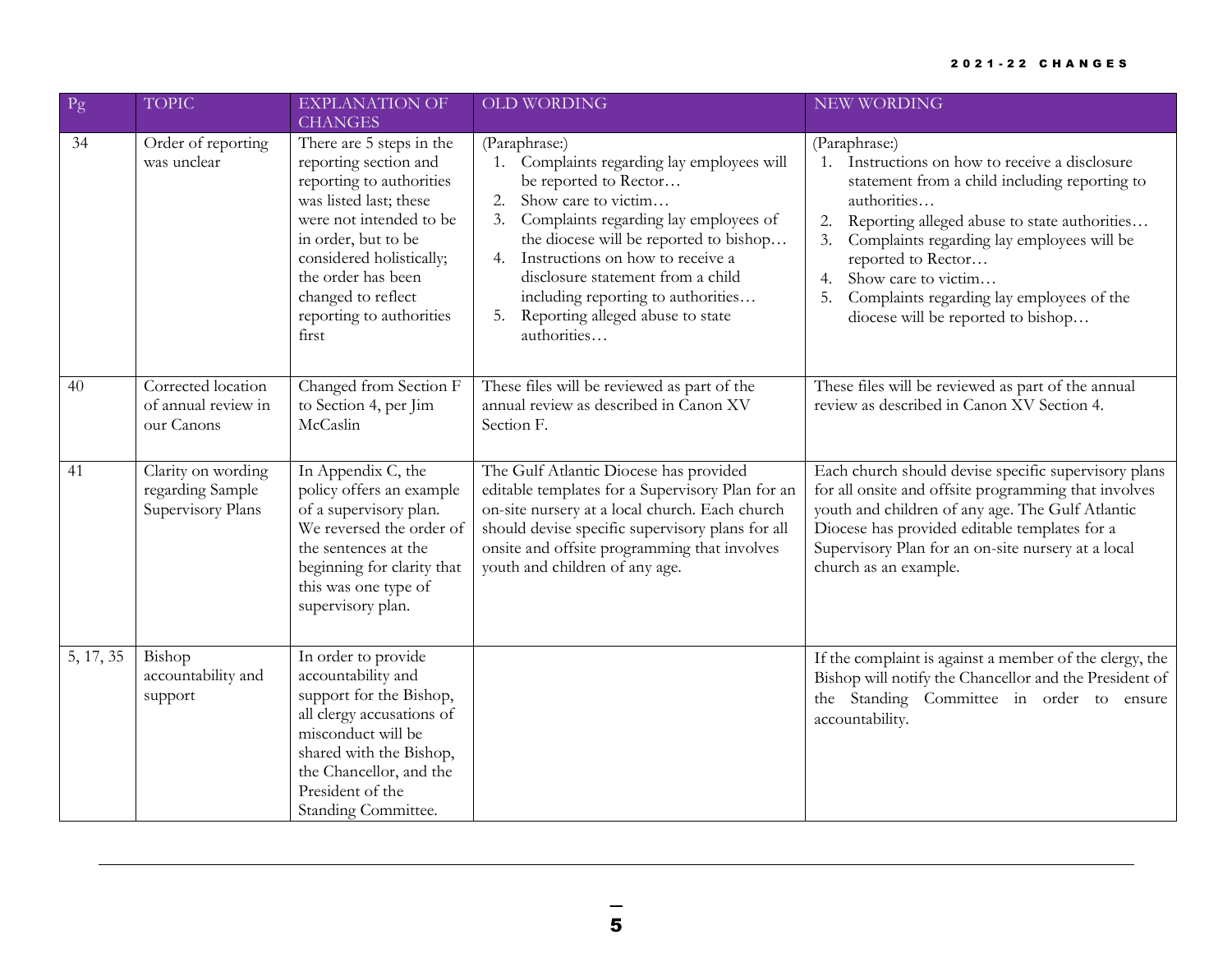| Pg | TOPIC | EXPLANATION OF CHANGES | OLD WORDING | NEW WORDING |
|---|---|---|---|---|
| 34 | Order of reporting was unclear | There are 5 steps in the reporting section and reporting to authorities was listed last; these were not intended to be in order, but to be considered holistically; the order has been changed to reflect reporting to authorities first | (Paraphrase:)<br>1. Complaints regarding lay employees will be reported to Rector…<br>2. Show care to victim…<br>3. Complaints regarding lay employees of the diocese will be reported to bishop…<br>4. Instructions on how to receive a disclosure statement from a child including reporting to authorities…<br>5. Reporting alleged abuse to state authorities… | (Paraphrase:)<br>1. Instructions on how to receive a disclosure statement from a child including reporting to authorities…<br>2. Reporting alleged abuse to state authorities…<br>3. Complaints regarding lay employees will be reported to Rector…<br>4. Show care to victim…<br>5. Complaints regarding lay employees of the diocese will be reported to bishop… |
| 40 | Corrected location of annual review in our Canons | Changed from Section F to Section 4, per Jim McCaslin | These files will be reviewed as part of the annual review as described in Canon XV Section F. | These files will be reviewed as part of the annual review as described in Canon XV Section 4. |
| 41 | Clarity on wording regarding Sample Supervisory Plans | In Appendix C, the policy offers an example of a supervisory plan. We reversed the order of the sentences at the beginning for clarity that this was one type of supervisory plan. | The Gulf Atlantic Diocese has provided editable templates for a Supervisory Plan for an on-site nursery at a local church. Each church should devise specific supervisory plans for all onsite and offsite programming that involves youth and children of any age. | Each church should devise specific supervisory plans for all onsite and offsite programming that involves youth and children of any age. The Gulf Atlantic Diocese has provided editable templates for a Supervisory Plan for an on-site nursery at a local church as an example. |
| 5, 17, 35 | Bishop accountability and support | In order to provide accountability and support for the Bishop, all clergy accusations of misconduct will be shared with the Bishop, the Chancellor, and the President of the Standing Committee. | | If the complaint is against a member of the clergy, the Bishop will notify the Chancellor and the President of the Standing Committee in order to ensure accountability. |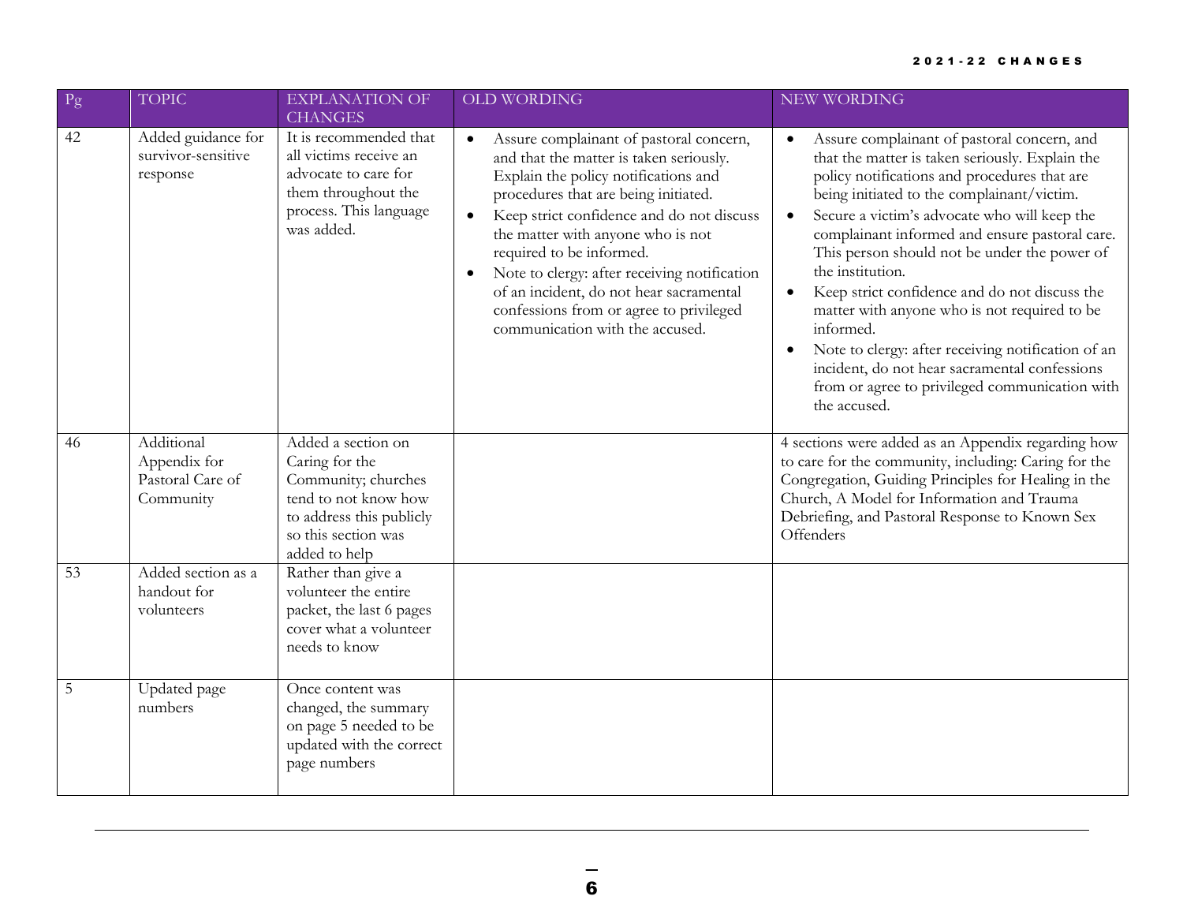| Pg | TOPIC | EXPLANATION OF CHANGES | OLD WORDING | NEW WORDING |
|---|---|---|---|---|
| 42 | Added guidance for survivor-sensitive response | It is recommended that all victims receive an advocate to care for them throughout the process. This language was added. | • Assure complainant of pastoral concern, and that the matter is taken seriously. Explain the policy notifications and procedures that are being initiated.<br>• Keep strict confidence and do not discuss the matter with anyone who is not required to be informed.<br>• Note to clergy: after receiving notification of an incident, do not hear sacramental confessions from or agree to privileged communication with the accused. | • Assure complainant of pastoral concern, and that the matter is taken seriously. Explain the policy notifications and procedures that are being initiated to the complainant/victim.<br>• Secure a victim's advocate who will keep the complainant informed and ensure pastoral care. This person should not be under the power of the institution.<br>• Keep strict confidence and do not discuss the matter with anyone who is not required to be informed.<br>• Note to clergy: after receiving notification of an incident, do not hear sacramental confessions from or agree to privileged communication with the accused. |
| 46 | Additional Appendix for Pastoral Care of Community | Added a section on Caring for the Community; churches tend to not know how to address this publicly so this section was added to help | | 4 sections were added as an Appendix regarding how to care for the community, including: Caring for the Congregation, Guiding Principles for Healing in the Church, A Model for Information and Trauma Debriefing, and Pastoral Response to Known Sex Offenders |
| 53 | Added section as a handout for volunteers | Rather than give a volunteer the entire packet, the last 6 pages cover what a volunteer needs to know | | |
| 5 | Updated page numbers | Once content was changed, the summary on page 5 needed to be updated with the correct page numbers | | |